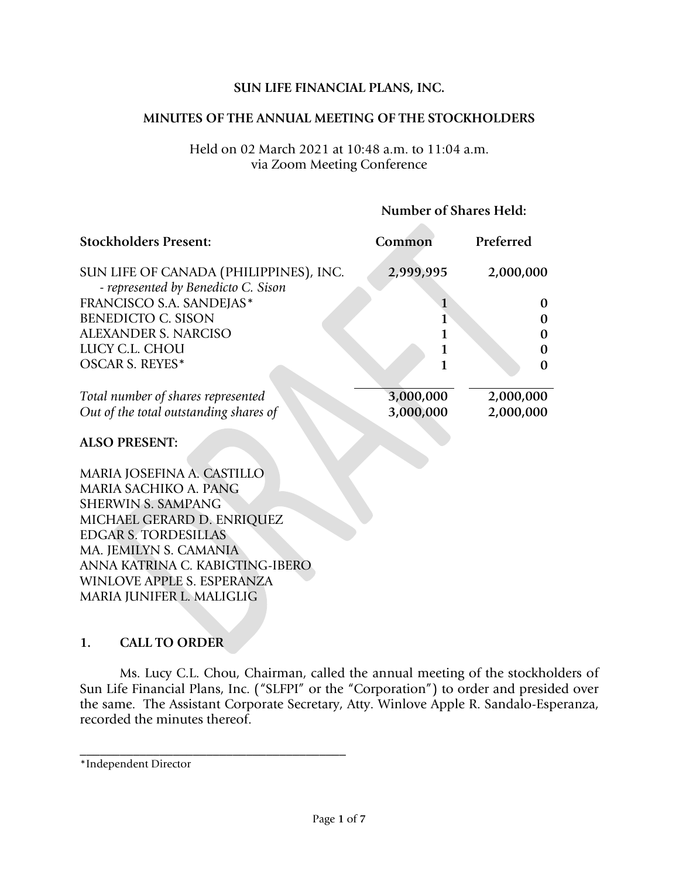**SUN LIFE FINANCIAL PLANS, INC.**

**MINUTES OF THE ANNUAL MEETING OF THE STOCKHOLDERS**

Held on 02 March 2021 at 10:48 a.m. to 11:04 a.m.
via Zoom Meeting Conference

| | Number of Shares Held: | |
|---|---|---|
| **Stockholders Present:** | **Common** | **Preferred** |
| SUN LIFE OF CANADA (PHILIPPINES), INC. *- represented by Benedicto C. Sison* | 2,999,995 | 2,000,000 |
| FRANCISCO S.A. SANDEJAS* | 1 | 0 |
| BENEDICTO C. SISON | 1 | 0 |
| ALEXANDER S. NARCISO | 1 | 0 |
| LUCY C.L. CHOU | 1 | 0 |
| OSCAR S. REYES* | 1 | 0 |
| *Total number of shares represented* | 3,000,000 | 2,000,000 |
| *Out of the total outstanding shares of* | 3,000,000 | 2,000,000 |

**ALSO PRESENT:**

MARIA JOSEFINA A. CASTILLO
MARIA SACHIKO A. PANG
SHERWIN S. SAMPANG
MICHAEL GERARD D. ENRIQUEZ
EDGAR S. TORDESILLAS
MA. JEMILYN S. CAMANIA
ANNA KATRINA C. KABIGTING-IBERO
WINLOVE APPLE S. ESPERANZA
MARIA JUNIFER L. MALIGLIG

## 1. CALL TO ORDER

Ms. Lucy C.L. Chou, Chairman, called the annual meeting of the stockholders of Sun Life Financial Plans, Inc. ("SLFPI" or the "Corporation") to order and presided over the same. The Assistant Corporate Secretary, Atty. Winlove Apple R. Sandalo-Esperanza, recorded the minutes thereof.

---

*Independent Director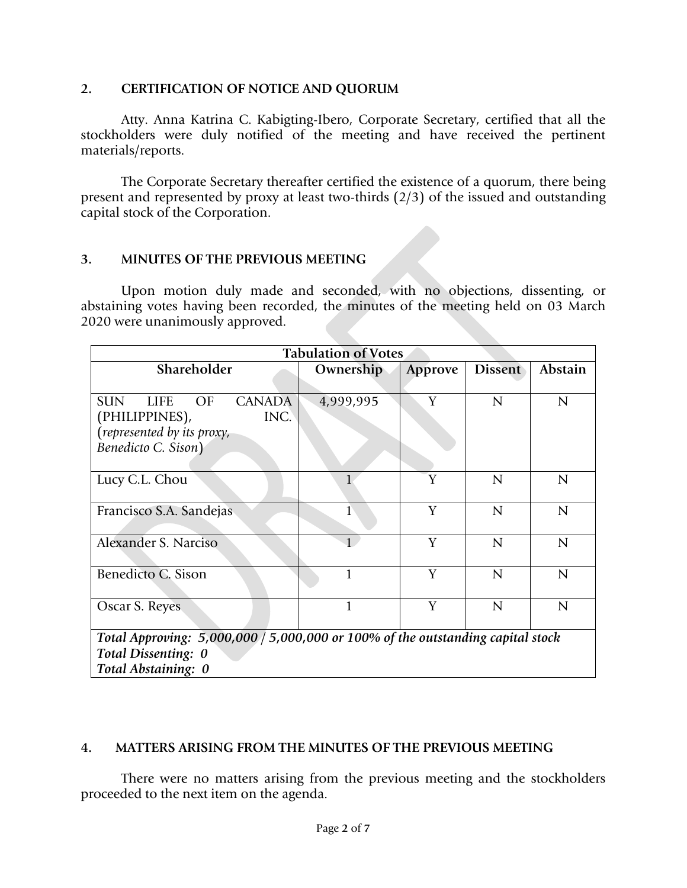## 2. CERTIFICATION OF NOTICE AND QUORUM

Atty. Anna Katrina C. Kabigting-Ibero, Corporate Secretary, certified that all the stockholders were duly notified of the meeting and have received the pertinent materials/reports.

The Corporate Secretary thereafter certified the existence of a quorum, there being present and represented by proxy at least two-thirds (2/3) of the issued and outstanding capital stock of the Corporation.

## 3. MINUTES OF THE PREVIOUS MEETING

Upon motion duly made and seconded, with no objections, dissenting, or abstaining votes having been recorded, the minutes of the meeting held on 03 March 2020 were unanimously approved.

| Tabulation of Votes | | | | |
|---|---|---|---|---|
| **Shareholder** | **Ownership** | **Approve** | **Dissent** | **Abstain** |
| SUN LIFE OF CANADA (PHILIPPINES), INC. (*represented by its proxy, Benedicto C. Sison*) | 4,999,995 | Y | N | N |
| Lucy C.L. Chou | 1 | Y | N | N |
| Francisco S.A. Sandejas | 1 | Y | N | N |
| Alexander S. Narciso | 1 | Y | N | N |
| Benedicto C. Sison | 1 | Y | N | N |
| Oscar S. Reyes | 1 | Y | N | N |
| ***Total Approving: 5,000,000 / 5,000,000 or 100% of the outstanding capital stock***<br>***Total Dissenting: 0***<br>***Total Abstaining: 0*** | | | | |

## 4. MATTERS ARISING FROM THE MINUTES OF THE PREVIOUS MEETING

There were no matters arising from the previous meeting and the stockholders proceeded to the next item on the agenda.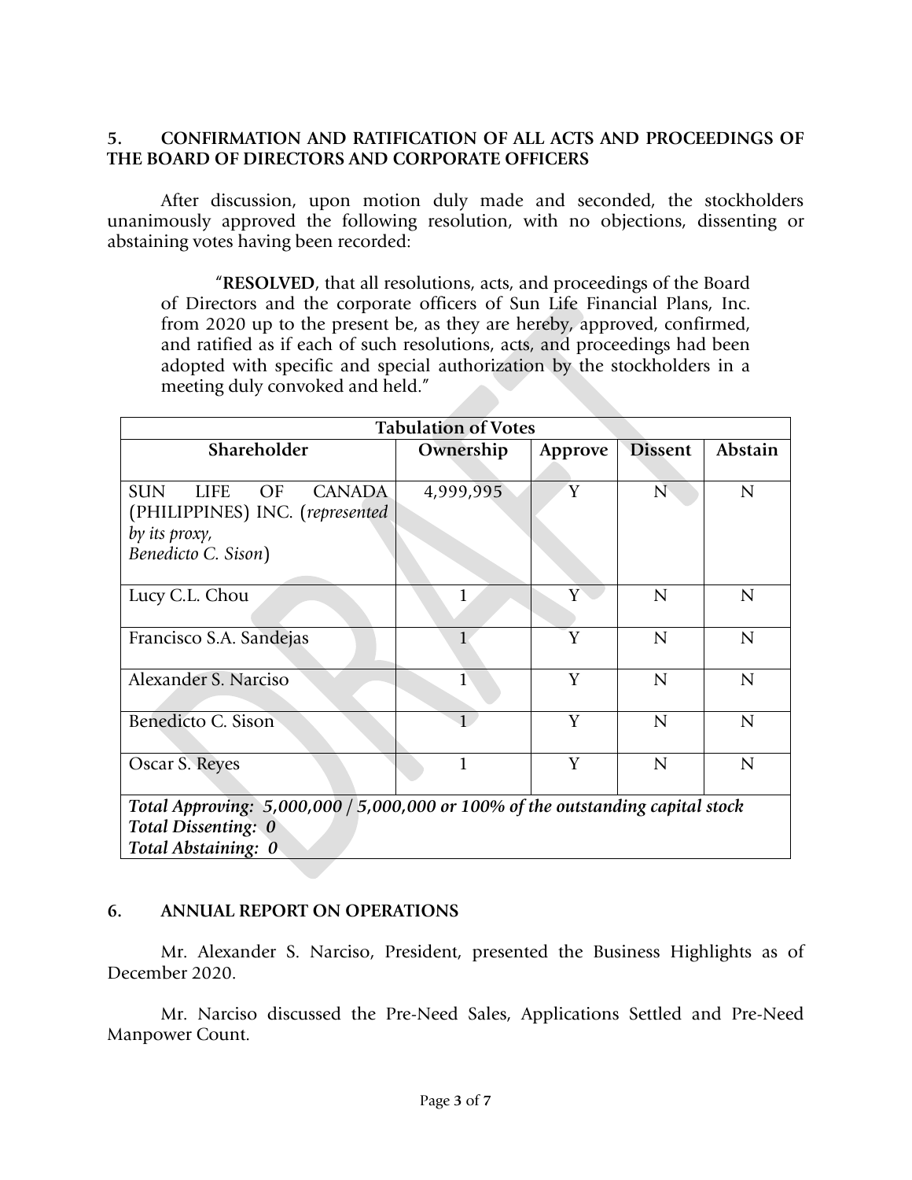**5. CONFIRMATION AND RATIFICATION OF ALL ACTS AND PROCEEDINGS OF THE BOARD OF DIRECTORS AND CORPORATE OFFICERS**

After discussion, upon motion duly made and seconded, the stockholders unanimously approved the following resolution, with no objections, dissenting or abstaining votes having been recorded:

> "**RESOLVED**, that all resolutions, acts, and proceedings of the Board of Directors and the corporate officers of Sun Life Financial Plans, Inc. from 2020 up to the present be, as they are hereby, approved, confirmed, and ratified as if each of such resolutions, acts, and proceedings had been adopted with specific and special authorization by the stockholders in a meeting duly convoked and held."

| **Tabulation of Votes** | | | | |
|---|---|---|---|---|
| **Shareholder** | **Ownership** | **Approve** | **Dissent** | **Abstain** |
| SUN LIFE OF CANADA (PHILIPPINES) INC. (*represented by its proxy, Benedicto C. Sison*) | 4,999,995 | Y | N | N |
| Lucy C.L. Chou | 1 | Y | N | N |
| Francisco S.A. Sandejas | 1 | Y | N | N |
| Alexander S. Narciso | 1 | Y | N | N |
| Benedicto C. Sison | 1 | Y | N | N |
| Oscar S. Reyes | 1 | Y | N | N |
| ***Total Approving: 5,000,000 / 5,000,000 or 100% of the outstanding capital stock*** <br> ***Total Dissenting: 0*** <br> ***Total Abstaining: 0*** | | | | |

**6. ANNUAL REPORT ON OPERATIONS**

Mr. Alexander S. Narciso, President, presented the Business Highlights as of December 2020.

Mr. Narciso discussed the Pre-Need Sales, Applications Settled and Pre-Need Manpower Count.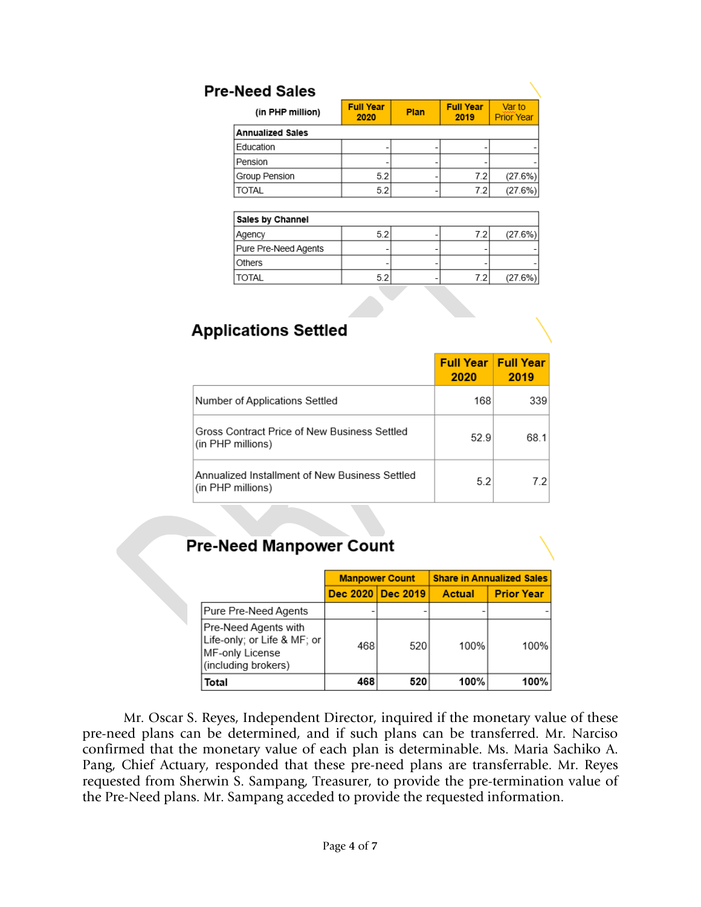## Pre-Need Sales

| (in PHP million) | Full Year 2020 | Plan | Full Year 2019 | Var to Prior Year |
|---|---|---|---|---|
| **Annualized Sales** | | | | |
| Education | - | - | - | - |
| Pension | - | - | - | - |
| Group Pension | 5.2 | - | 7.2 | (27.6%) |
| TOTAL | 5.2 | - | 7.2 | (27.6%) |

| **Sales by Channel** | | | | |
|---|---|---|---|---|
| Agency | 5.2 | - | 7.2 | (27.6%) |
| Pure Pre-Need Agents | - | - | - | - |
| Others | - | - | - | - |
| TOTAL | 5.2 | - | 7.2 | (27.6%) |

## Applications Settled

| | Full Year 2020 | Full Year 2019 |
|---|---|---|
| Number of Applications Settled | 168 | 339 |
| Gross Contract Price of New Business Settled (in PHP millions) | 52.9 | 68.1 |
| Annualized Installment of New Business Settled (in PHP millions) | 5.2 | 7.2 |

## Pre-Need Manpower Count

| | Manpower Count | | Share in Annualized Sales | |
|---|---|---|---|---|
| | Dec 2020 | Dec 2019 | Actual | Prior Year |
| Pure Pre-Need Agents | - | - | - | - |
| Pre-Need Agents with Life-only; or Life & MF; or MF-only License (including brokers) | 468 | 520 | 100% | 100% |
| **Total** | **468** | **520** | **100%** | **100%** |

Mr. Oscar S. Reyes, Independent Director, inquired if the monetary value of these pre-need plans can be determined, and if such plans can be transferred. Mr. Narciso confirmed that the monetary value of each plan is determinable. Ms. Maria Sachiko A. Pang, Chief Actuary, responded that these pre-need plans are transferrable. Mr. Reyes requested from Sherwin S. Sampang, Treasurer, to provide the pre-termination value of the Pre-Need plans. Mr. Sampang acceded to provide the requested information.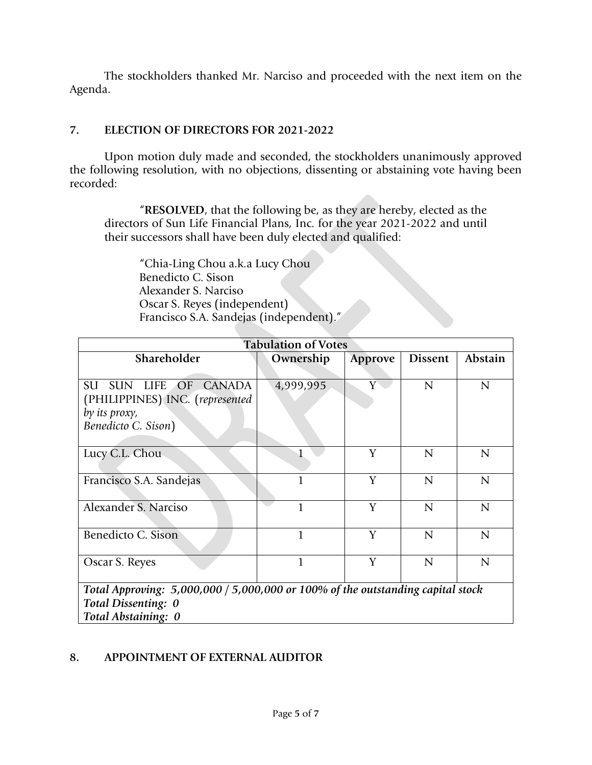The stockholders thanked Mr. Narciso and proceeded with the next item on the Agenda.

## 7. ELECTION OF DIRECTORS FOR 2021-2022

Upon motion duly made and seconded, the stockholders unanimously approved the following resolution, with no objections, dissenting or abstaining vote having been recorded:

> "**RESOLVED**, that the following be, as they are hereby, elected as the directors of Sun Life Financial Plans, Inc. for the year 2021-2022 and until their successors shall have been duly elected and qualified:
>
> "Chia-Ling Chou a.k.a Lucy Chou
> Benedicto C. Sison
> Alexander S. Narciso
> Oscar S. Reyes (independent)
> Francisco S.A. Sandejas (independent)."

| Tabulation of Votes | | | | |
|---|---|---|---|---|
| **Shareholder** | **Ownership** | **Approve** | **Dissent** | **Abstain** |
| SU SUN LIFE OF CANADA (PHILIPPINES) INC. (*represented by its proxy, Benedicto C. Sison*) | 4,999,995 | Y | N | N |
| Lucy C.L. Chou | 1 | Y | N | N |
| Francisco S.A. Sandejas | 1 | Y | N | N |
| Alexander S. Narciso | 1 | Y | N | N |
| Benedicto C. Sison | 1 | Y | N | N |
| Oscar S. Reyes | 1 | Y | N | N |
| *Total Approving: 5,000,000 / 5,000,000 or 100% of the outstanding capital stock*<br>***Total Dissenting: 0***<br>***Total Abstaining: 0*** | | | | |

## 8. APPOINTMENT OF EXTERNAL AUDITOR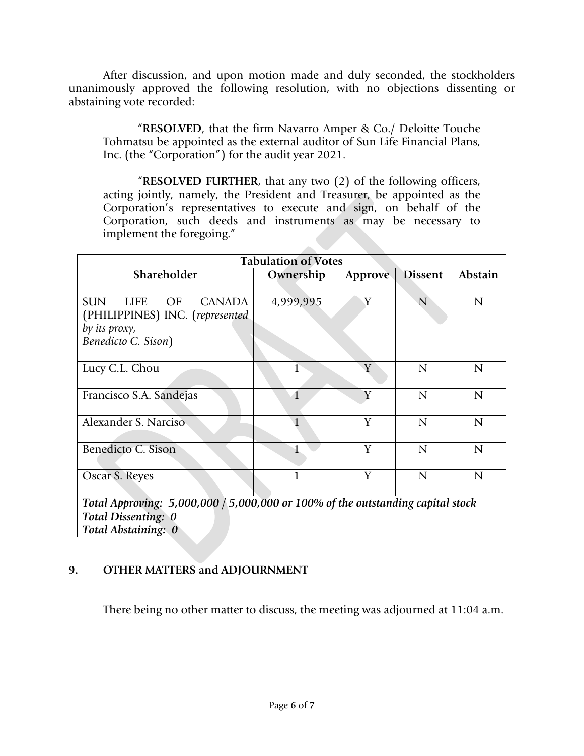After discussion, and upon motion made and duly seconded, the stockholders unanimously approved the following resolution, with no objections dissenting or abstaining vote recorded:

> "**RESOLVED**, that the firm Navarro Amper & Co./ Deloitte Touche Tohmatsu be appointed as the external auditor of Sun Life Financial Plans, Inc. (the "Corporation") for the audit year 2021.
>
> "**RESOLVED FURTHER**, that any two (2) of the following officers, acting jointly, namely, the President and Treasurer, be appointed as the Corporation's representatives to execute and sign, on behalf of the Corporation, such deeds and instruments as may be necessary to implement the foregoing."

| **Tabulation of Votes** | | | | |
|---|---|---|---|---|
| **Shareholder** | **Ownership** | **Approve** | **Dissent** | **Abstain** |
| SUN LIFE OF CANADA (PHILIPPINES) INC. (*represented by its proxy, Benedicto C. Sison*) | 4,999,995 | Y | N | N |
| Lucy C.L. Chou | 1 | Y | N | N |
| Francisco S.A. Sandejas | 1 | Y | N | N |
| Alexander S. Narciso | 1 | Y | N | N |
| Benedicto C. Sison | 1 | Y | N | N |
| Oscar S. Reyes | 1 | Y | N | N |
| ***Total Approving: 5,000,000 / 5,000,000 or 100% of the outstanding capital stock*** <br> ***Total Dissenting: 0*** <br> ***Total Abstaining: 0*** | | | | |

## 9. OTHER MATTERS and ADJOURNMENT

There being no other matter to discuss, the meeting was adjourned at 11:04 a.m.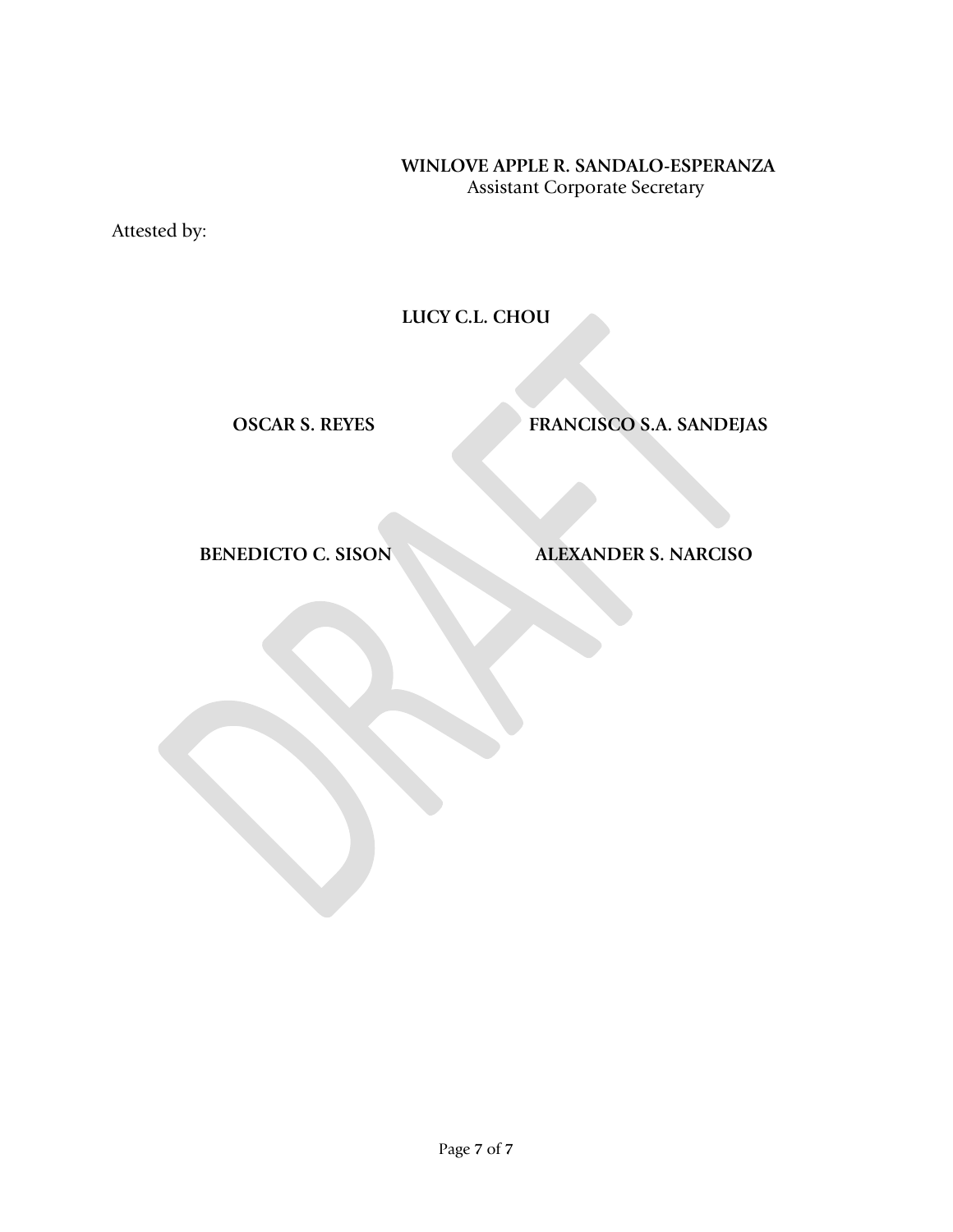**WINLOVE APPLE R. SANDALO-ESPERANZA**
Assistant Corporate Secretary

Attested by:

**LUCY C.L. CHOU**

**OSCAR S. REYES**

**FRANCISCO S.A. SANDEJAS**

**BENEDICTO C. SISON**

**ALEXANDER S. NARCISO**